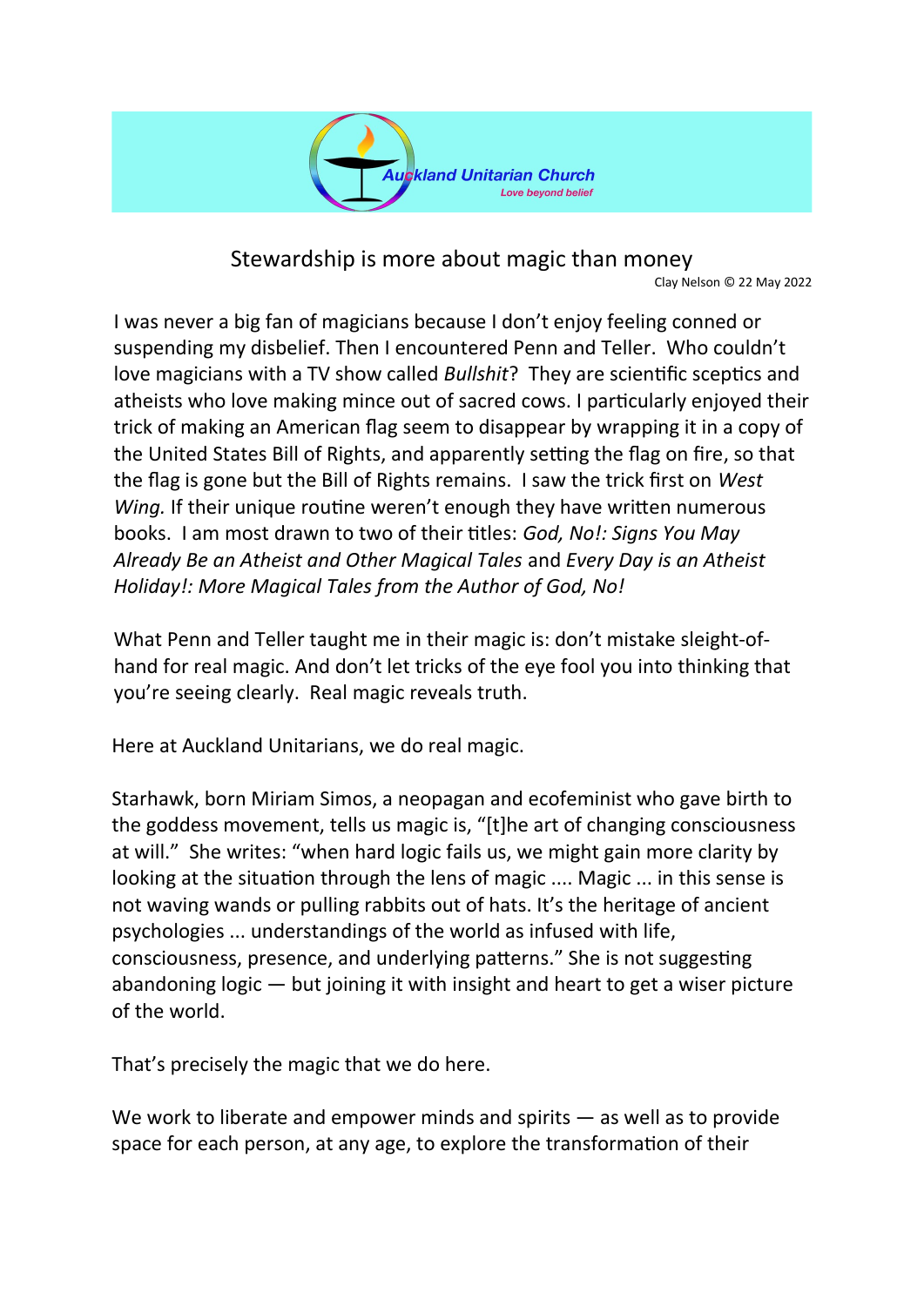Auckland Unitarian Church

*Love beyond belief*

# Stewardship is more about magic than money

Clay Nelson © 22 May 2022

I was never a big fan of magicians because I don't enjoy feeling conned or suspending my disbelief. Then I encountered Penn and Teller. Who couldn't love magicians with a TV show called *Bullshit*? They are scientific sceptics and atheists who love making mince out of sacred cows. I particularly enjoyed their trick of making an American flag seem to disappear by wrapping it in a copy of the United States Bill of Rights, and apparently setting the flag on fire, so that the flag is gone but the Bill of Rights remains. I saw the trick first on *West Wing.* If their unique routine weren't enough they have written numerous books. I am most drawn to two of their titles: *God, No!: Signs You May Already Be an Atheist and Other Magical Tales* and *Every Day is an Atheist Holiday!: More Magical Tales from the Author of God, No!*

What Penn and Teller taught me in their magic is: don't mistake sleight-of-hand for real magic. And don't let tricks of the eye fool you into thinking that you're seeing clearly. Real magic reveals truth.

Here at Auckland Unitarians, we do real magic.

Starhawk, born Miriam Simos, a neopagan and ecofeminist who gave birth to the goddess movement, tells us magic is, "[t]he art of changing consciousness at will." She writes: "when hard logic fails us, we might gain more clarity by looking at the situation through the lens of magic .... Magic ... in this sense is not waving wands or pulling rabbits out of hats. It's the heritage of ancient psychologies ... understandings of the world as infused with life, consciousness, presence, and underlying patterns." She is not suggesting abandoning logic — but joining it with insight and heart to get a wiser picture of the world.

That's precisely the magic that we do here.

We work to liberate and empower minds and spirits — as well as to provide space for each person, at any age, to explore the transformation of their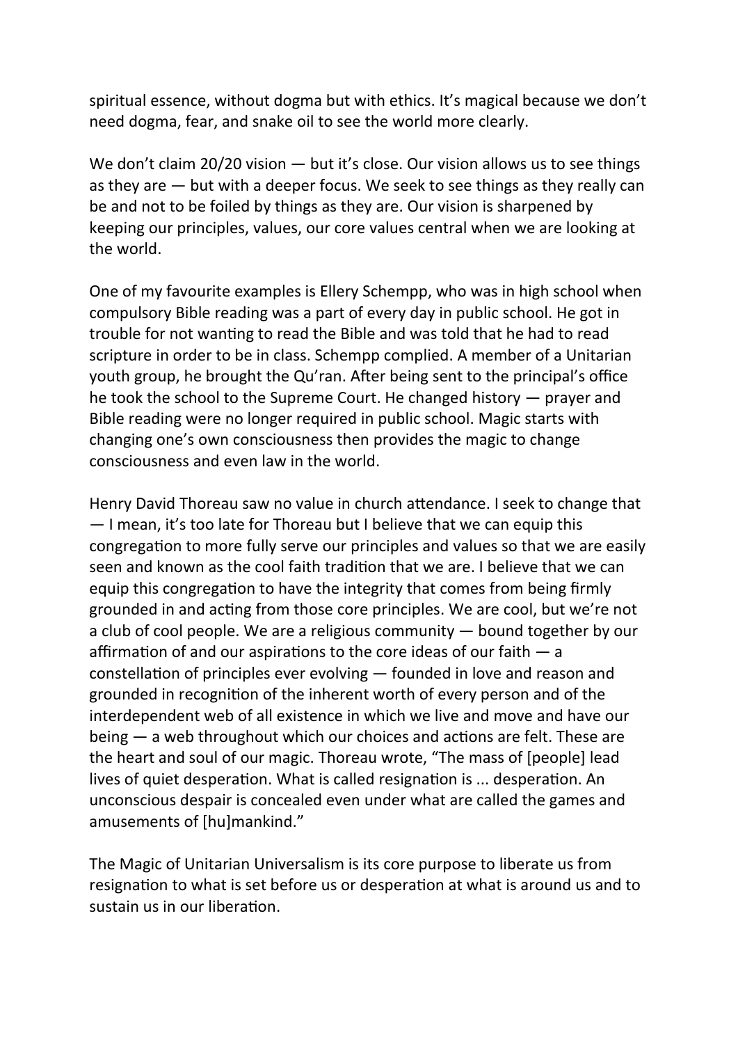spiritual essence, without dogma but with ethics. It's magical because we don't need dogma, fear, and snake oil to see the world more clearly.

We don't claim 20/20 vision — but it's close. Our vision allows us to see things as they are — but with a deeper focus. We seek to see things as they really can be and not to be foiled by things as they are. Our vision is sharpened by keeping our principles, values, our core values central when we are looking at the world.

One of my favourite examples is Ellery Schempp, who was in high school when compulsory Bible reading was a part of every day in public school. He got in trouble for not wanting to read the Bible and was told that he had to read scripture in order to be in class. Schempp complied. A member of a Unitarian youth group, he brought the Qu'ran. After being sent to the principal's office he took the school to the Supreme Court. He changed history — prayer and Bible reading were no longer required in public school. Magic starts with changing one's own consciousness then provides the magic to change consciousness and even law in the world.

Henry David Thoreau saw no value in church attendance. I seek to change that — I mean, it's too late for Thoreau but I believe that we can equip this congregation to more fully serve our principles and values so that we are easily seen and known as the cool faith tradition that we are. I believe that we can equip this congregation to have the integrity that comes from being firmly grounded in and acting from those core principles. We are cool, but we're not a club of cool people. We are a religious community — bound together by our affirmation of and our aspirations to the core ideas of our faith — a constellation of principles ever evolving — founded in love and reason and grounded in recognition of the inherent worth of every person and of the interdependent web of all existence in which we live and move and have our being — a web throughout which our choices and actions are felt. These are the heart and soul of our magic. Thoreau wrote, "The mass of [people] lead lives of quiet desperation. What is called resignation is ... desperation. An unconscious despair is concealed even under what are called the games and amusements of [hu]mankind."

The Magic of Unitarian Universalism is its core purpose to liberate us from resignation to what is set before us or desperation at what is around us and to sustain us in our liberation.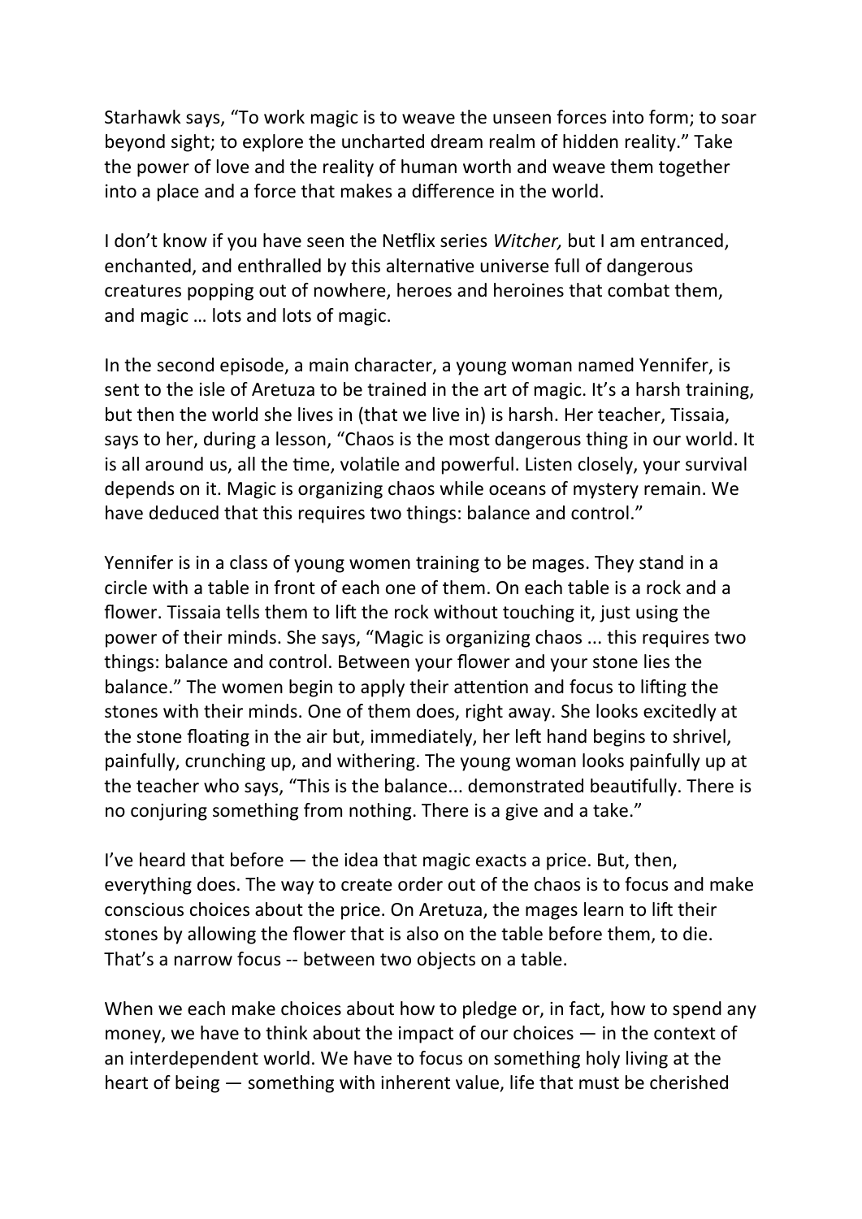Starhawk says, “To work magic is to weave the unseen forces into form; to soar beyond sight; to explore the uncharted dream realm of hidden reality.” Take the power of love and the reality of human worth and weave them together into a place and a force that makes a difference in the world.

I don’t know if you have seen the Netflix series *Witcher,* but I am entranced, enchanted, and enthralled by this alternative universe full of dangerous creatures popping out of nowhere, heroes and heroines that combat them, and magic … lots and lots of magic.

In the second episode, a main character, a young woman named Yennifer, is sent to the isle of Aretuza to be trained in the art of magic. It’s a harsh training, but then the world she lives in (that we live in) is harsh. Her teacher, Tissaia, says to her, during a lesson, “Chaos is the most dangerous thing in our world. It is all around us, all the time, volatile and powerful. Listen closely, your survival depends on it. Magic is organizing chaos while oceans of mystery remain. We have deduced that this requires two things: balance and control.”

Yennifer is in a class of young women training to be mages. They stand in a circle with a table in front of each one of them. On each table is a rock and a flower. Tissaia tells them to lift the rock without touching it, just using the power of their minds. She says, “Magic is organizing chaos ... this requires two things: balance and control. Between your flower and your stone lies the balance.” The women begin to apply their attention and focus to lifting the stones with their minds. One of them does, right away. She looks excitedly at the stone floating in the air but, immediately, her left hand begins to shrivel, painfully, crunching up, and withering. The young woman looks painfully up at the teacher who says, “This is the balance... demonstrated beautifully. There is no conjuring something from nothing. There is a give and a take.”

I’ve heard that before — the idea that magic exacts a price. But, then, everything does. The way to create order out of the chaos is to focus and make conscious choices about the price. On Aretuza, the mages learn to lift their stones by allowing the flower that is also on the table before them, to die. That’s a narrow focus -- between two objects on a table.

When we each make choices about how to pledge or, in fact, how to spend any money, we have to think about the impact of our choices — in the context of an interdependent world. We have to focus on something holy living at the heart of being — something with inherent value, life that must be cherished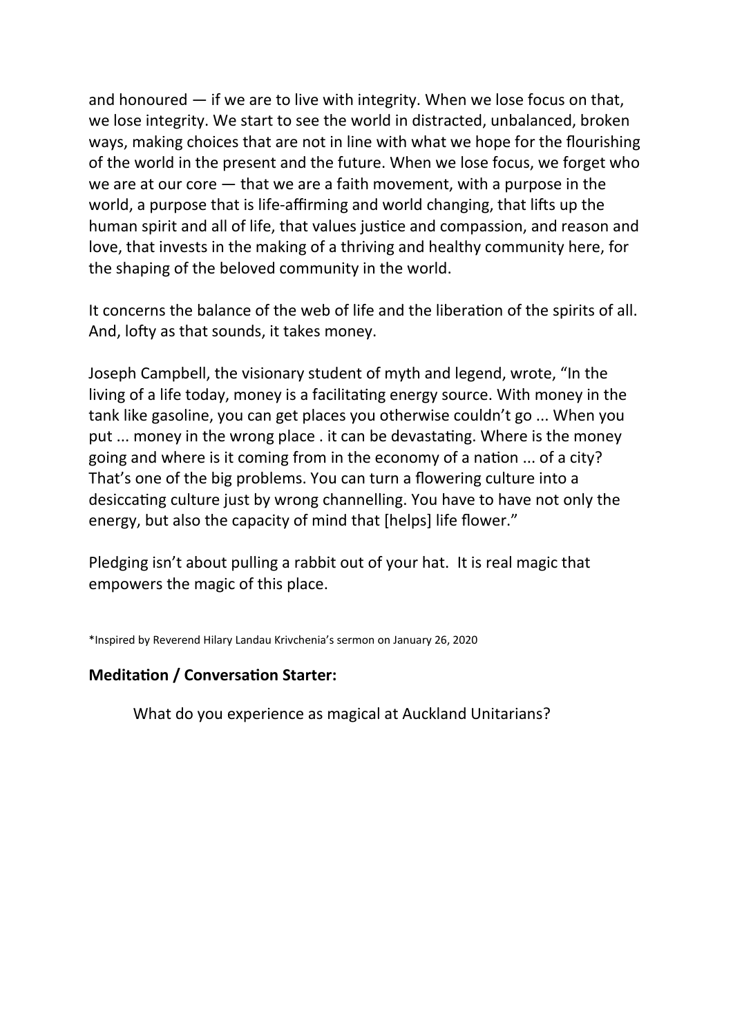and honoured — if we are to live with integrity. When we lose focus on that, we lose integrity. We start to see the world in distracted, unbalanced, broken ways, making choices that are not in line with what we hope for the flourishing of the world in the present and the future. When we lose focus, we forget who we are at our core — that we are a faith movement, with a purpose in the world, a purpose that is life-affirming and world changing, that lifts up the human spirit and all of life, that values justice and compassion, and reason and love, that invests in the making of a thriving and healthy community here, for the shaping of the beloved community in the world.

It concerns the balance of the web of life and the liberation of the spirits of all. And, lofty as that sounds, it takes money.

Joseph Campbell, the visionary student of myth and legend, wrote, "In the living of a life today, money is a facilitating energy source. With money in the tank like gasoline, you can get places you otherwise couldn't go ... When you put ... money in the wrong place . it can be devastating. Where is the money going and where is it coming from in the economy of a nation ... of a city? That's one of the big problems. You can turn a flowering culture into a desiccating culture just by wrong channelling. You have to have not only the energy, but also the capacity of mind that [helps] life flower."

Pledging isn't about pulling a rabbit out of your hat. It is real magic that empowers the magic of this place.

*Inspired by Reverend Hilary Landau Krivchenia's sermon on January 26, 2020

**Meditation / Conversation Starter:**

What do you experience as magical at Auckland Unitarians?